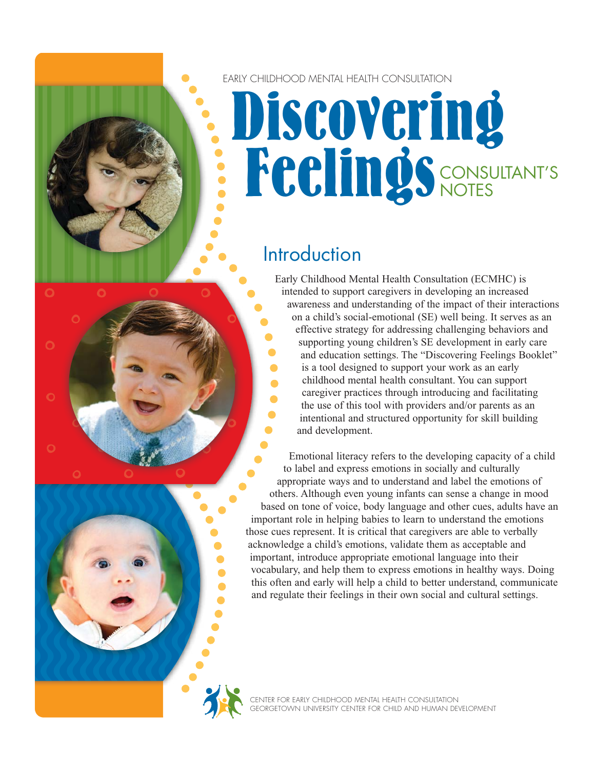EARLY CHILDHOOD MENTAL HEALTH CONSULTATION

# Discovering Feelings CONSULTANT'S NOTES

## Introduction

Early Childhood Mental Health Consultation (ECMHC) is intended to support caregivers in developing an increased awareness and understanding of the impact of their interactions on a child's social-emotional (SE) well being. It serves as an effective strategy for addressing challenging behaviors and supporting young children's SE development in early care and education settings. The "Discovering Feelings Booklet" is a tool designed to support your work as an early childhood mental health consultant. You can support caregiver practices through introducing and facilitating the use of this tool with providers and/or parents as an intentional and structured opportunity for skill building and development.

Emotional literacy refers to the developing capacity of a child to label and express emotions in socially and culturally appropriate ways and to understand and label the emotions of others. Although even young infants can sense a change in mood based on tone of voice, body language and other cues, adults have an important role in helping babies to learn to understand the emotions those cues represent. It is critical that caregivers are able to verbally acknowledge a child's emotions, validate them as acceptable and important, introduce appropriate emotional language into their vocabulary, and help them to express emotions in healthy ways. Doing this often and early will help a child to better understand, communicate and regulate their feelings in their own social and cultural settings.

CENTER FOR EARLY CHILDHOOD MENTAL HEALTH CONSULTATION
GEORGETOWN UNIVERSITY CENTER FOR CHILD AND HUMAN DEVELOPMENT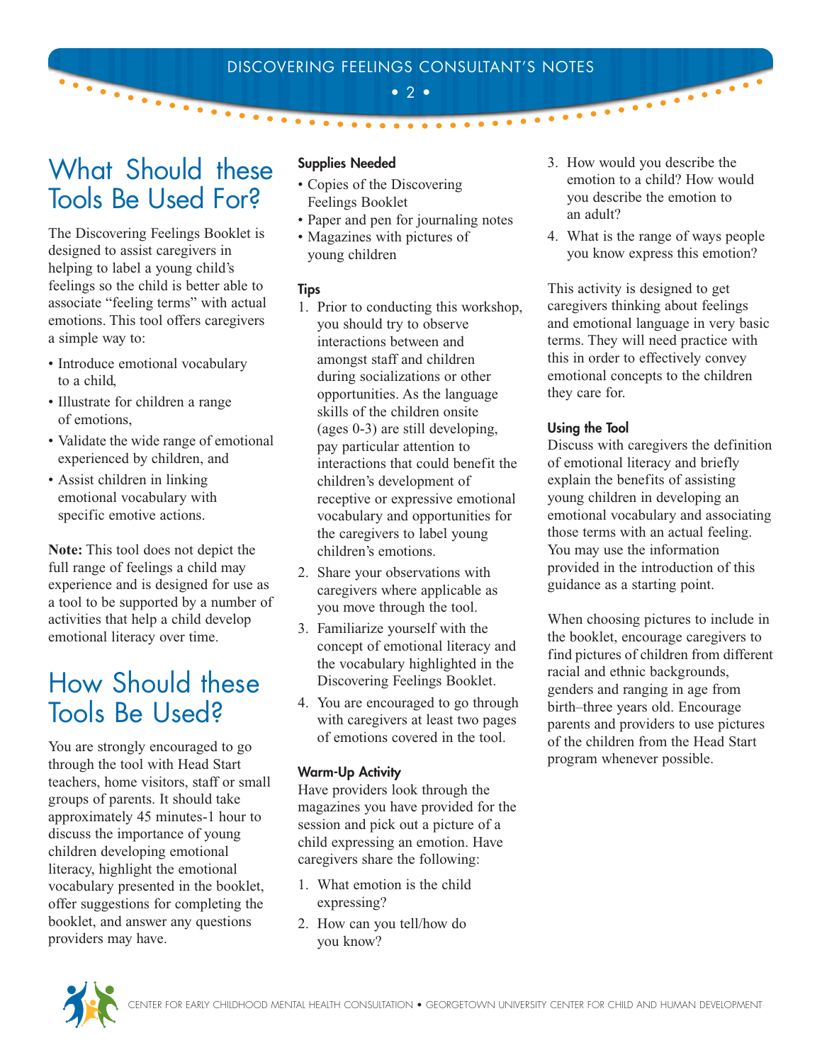# What Should these Tools Be Used For?

The Discovering Feelings Booklet is designed to assist caregivers in helping to label a young child's feelings so the child is better able to associate "feeling terms" with actual emotions. This tool offers caregivers a simple way to:

- Introduce emotional vocabulary to a child,
- Illustrate for children a range of emotions,
- Validate the wide range of emotional experienced by children, and
- Assist children in linking emotional vocabulary with specific emotive actions.

**Note:** This tool does not depict the full range of feelings a child may experience and is designed for use as a tool to be supported by a number of activities that help a child develop emotional literacy over time.

# How Should these Tools Be Used?

You are strongly encouraged to go through the tool with Head Start teachers, home visitors, staff or small groups of parents. It should take approximately 45 minutes-1 hour to discuss the importance of young children developing emotional literacy, highlight the emotional vocabulary presented in the booklet, offer suggestions for completing the booklet, and answer any questions providers may have.

### Supplies Needed

- Copies of the Discovering Feelings Booklet
- Paper and pen for journaling notes
- Magazines with pictures of young children

### Tips

1. Prior to conducting this workshop, you should try to observe interactions between and amongst staff and children during socializations or other opportunities. As the language skills of the children onsite (ages 0-3) are still developing, pay particular attention to interactions that could benefit the children's development of receptive or expressive emotional vocabulary and opportunities for the caregivers to label young children's emotions.
2. Share your observations with caregivers where applicable as you move through the tool.
3. Familiarize yourself with the concept of emotional literacy and the vocabulary highlighted in the Discovering Feelings Booklet.
4. You are encouraged to go through with caregivers at least two pages of emotions covered in the tool.

### Warm-Up Activity

Have providers look through the magazines you have provided for the session and pick out a picture of a child expressing an emotion. Have caregivers share the following:

1. What emotion is the child expressing?
2. How can you tell/how do you know?
3. How would you describe the emotion to a child? How would you describe the emotion to an adult?
4. What is the range of ways people you know express this emotion?

This activity is designed to get caregivers thinking about feelings and emotional language in very basic terms. They will need practice with this in order to effectively convey emotional concepts to the children they care for.

### Using the Tool

Discuss with caregivers the definition of emotional literacy and briefly explain the benefits of assisting young children in developing an emotional vocabulary and associating those terms with an actual feeling. You may use the information provided in the introduction of this guidance as a starting point.

When choosing pictures to include in the booklet, encourage caregivers to find pictures of children from different racial and ethnic backgrounds, genders and ranging in age from birth–three years old. Encourage parents and providers to use pictures of the children from the Head Start program whenever possible.